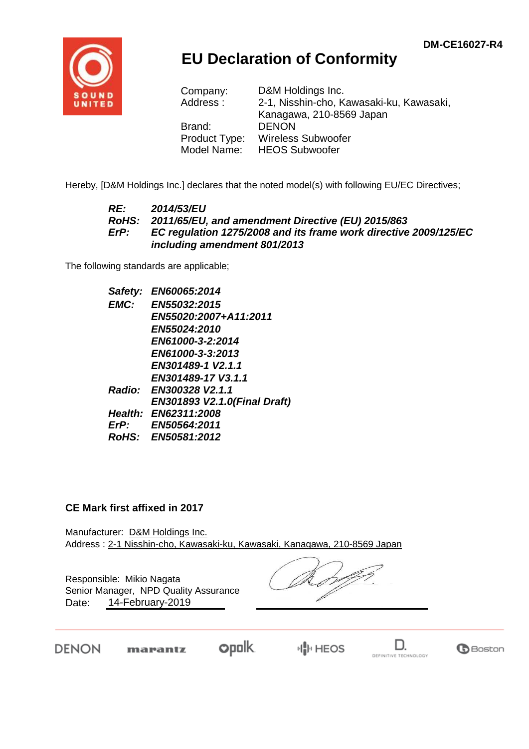DM-CE16027-R4

# EU Declaration of Conformity

Company: D&M Holdings Inc.
Address : 2-1, Nisshin-cho, Kawasaki-ku, Kawasaki, Kanagawa, 210-8569 Japan
Brand: DENON
Product Type: Wireless Subwoofer
Model Name: HEOS Subwoofer

Hereby, [D&M Holdings Inc.] declares that the noted model(s) with following EU/EC Directives;

***RE:*** ***2014/53/EU***
***RoHS:*** ***2011/65/EU, and amendment Directive (EU) 2015/863***
***ErP:*** ***EC regulation 1275/2008 and its frame work directive 2009/125/EC including amendment 801/2013***

The following standards are applicable;

***Safety:*** ***EN60065:2014***
***EMC:*** ***EN55032:2015***
***EN55020:2007+A11:2011***
***EN55024:2010***
***EN61000-3-2:2014***
***EN61000-3-3:2013***
***EN301489-1 V2.1.1***
***EN301489-17 V3.1.1***
***Radio:*** ***EN300328 V2.1.1***
***EN301893 V2.1.0(Final Draft)***
***Health:*** ***EN62311:2008***
***ErP:*** ***EN50564:2011***
***RoHS:*** ***EN50581:2012***

**CE Mark first affixed in 2017**

Manufacturer: D&M Holdings Inc.
Address : 2-1 Nisshin-cho, Kawasaki-ku, Kawasaki, Kanagawa, 210-8569 Japan

Responsible: Mikio Nagata
Senior Manager, NPD Quality Assurance
Date: 14-February-2019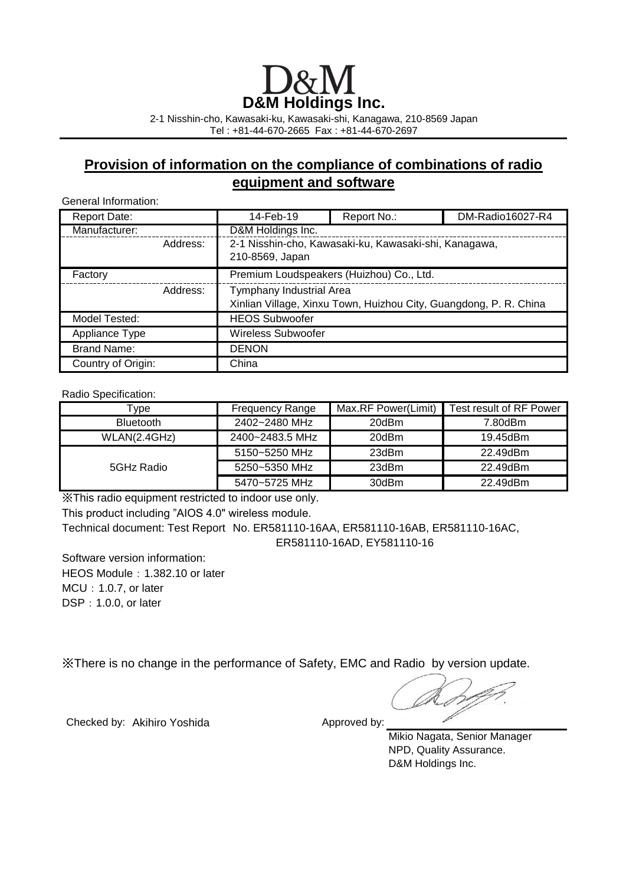# D&M

**D&M Holdings Inc.**

2-1 Nisshin-cho, Kawasaki-ku, Kawasaki-shi, Kanagawa, 210-8569 Japan
Tel : +81-44-670-2665 Fax : +81-44-670-2697

## Provision of information on the compliance of combinations of radio equipment and software

General Information:

| | | | |
|---|---|---|---|
| Report Date: | 14-Feb-19 | Report No.: | DM-Radio16027-R4 |
| Manufacturer: | D&M Holdings Inc. | | |
| Address: | 2-1 Nisshin-cho, Kawasaki-ku, Kawasaki-shi, Kanagawa, 210-8569, Japan | | |
| Factory | Premium Loudspeakers (Huizhou) Co., Ltd. | | |
| Address: | Tymphany Industrial Area Xinlian Village, Xinxu Town, Huizhou City, Guangdong, P. R. China | | |
| Model Tested: | HEOS Subwoofer | | |
| Appliance Type | Wireless Subwoofer | | |
| Brand Name: | DENON | | |
| Country of Origin: | China | | |

Radio Specification:

| Type | Frequency Range | Max.RF Power(Limit) | Test result of RF Power |
|---|---|---|---|
| Bluetooth | 2402~2480 MHz | 20dBm | 7.80dBm |
| WLAN(2.4GHz) | 2400~2483.5 MHz | 20dBm | 19.45dBm |
| 5GHz Radio | 5150~5250 MHz | 23dBm | 22.49dBm |
| | 5250~5350 MHz | 23dBm | 22.49dBm |
| | 5470~5725 MHz | 30dBm | 22.49dBm |

※This radio equipment restricted to indoor use only.

This product including "AIOS 4.0" wireless module.

Technical document: Test Report No. ER581110-16AA, ER581110-16AB, ER581110-16AC, ER581110-16AD, EY581110-16

Software version information:
HEOS Module：1.382.10 or later
MCU：1.0.7, or later
DSP：1.0.0, or later

※There is no change in the performance of Safety, EMC and Radio by version update.

Checked by: Akihiro Yoshida

Approved by:

Mikio Nagata, Senior Manager
NPD, Quality Assurance.
D&M Holdings Inc.